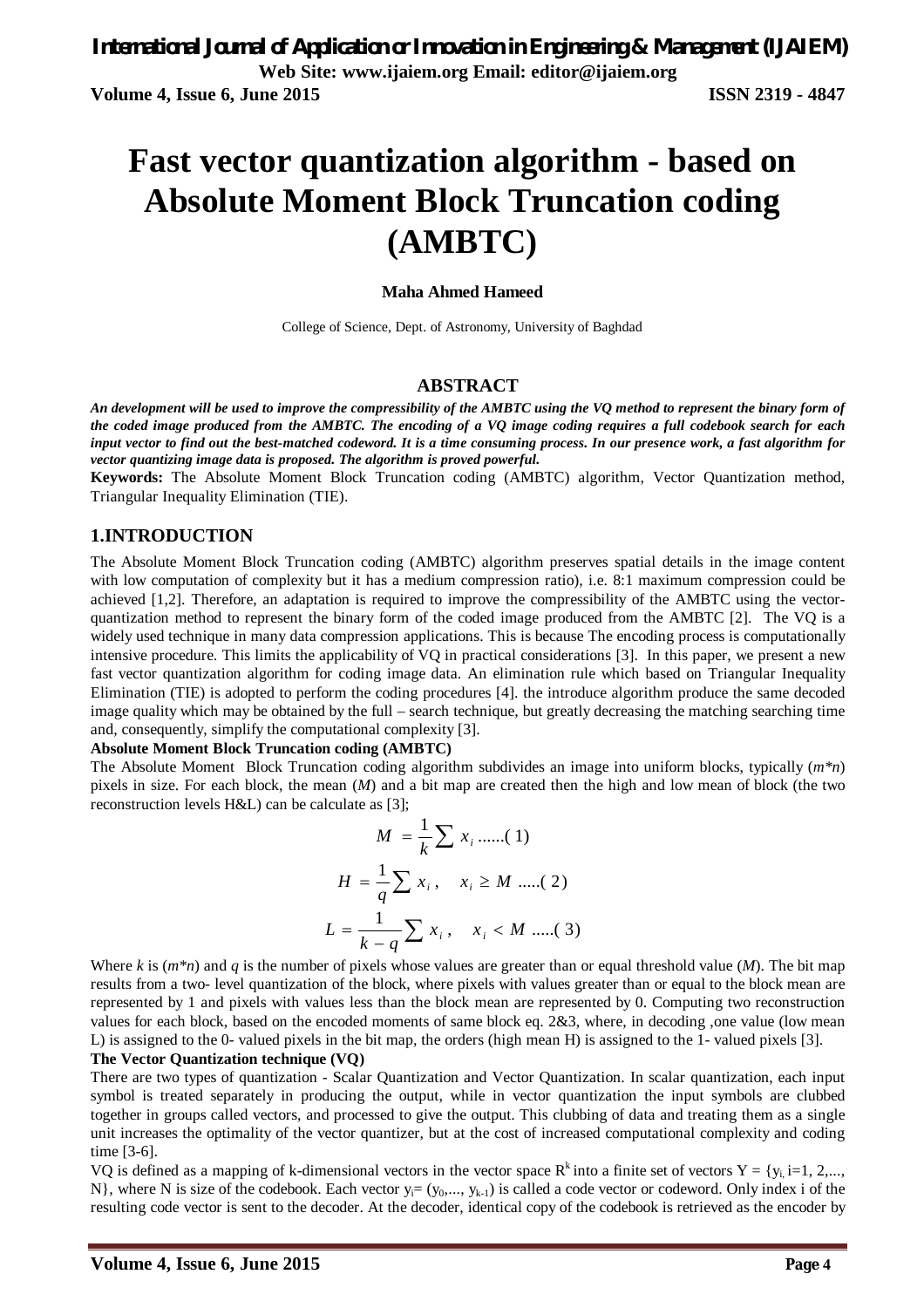# Fast vector quantization algorithm - based on Absolute Moment Block Truncation coding (AMBTC)

**Maha Ahmed Hameed**

College of Science, Dept. of Astronomy, University of Baghdad

## ABSTRACT

***An development will be used to improve the compressibility of the AMBTC using the VQ method to represent the binary form of the coded image produced from the AMBTC. The encoding of a VQ image coding requires a full codebook search for each input vector to find out the best-matched codeword. It is a time consuming process. In our presence work, a fast algorithm for vector quantizing image data is proposed. The algorithm is proved powerful.***

**Keywords:** The Absolute Moment Block Truncation coding (AMBTC) algorithm, Vector Quantization method, Triangular Inequality Elimination (TIE).

## 1.INTRODUCTION

The Absolute Moment Block Truncation coding (AMBTC) algorithm preserves spatial details in the image content with low computation of complexity but it has a medium compression ratio), i.e. 8:1 maximum compression could be achieved [1,2]. Therefore, an adaptation is required to improve the compressibility of the AMBTC using the vector-quantization method to represent the binary form of the coded image produced from the AMBTC [2]. The VQ is a widely used technique in many data compression applications. This is because The encoding process is computationally intensive procedure. This limits the applicability of VQ in practical considerations [3]. In this paper, we present a new fast vector quantization algorithm for coding image data. An elimination rule which based on Triangular Inequality Elimination (TIE) is adopted to perform the coding procedures [4]. the introduce algorithm produce the same decoded image quality which may be obtained by the full – search technique, but greatly decreasing the matching searching time and, consequently, simplify the computational complexity [3].

**Absolute Moment Block Truncation coding (AMBTC)**

The Absolute Moment Block Truncation coding algorithm subdivides an image into uniform blocks, typically (*m\*n*) pixels in size. For each block, the mean (*M*) and a bit map are created then the high and low mean of block (the two reconstruction levels H&L) can be calculate as [3];

$$M = \frac{1}{k}\sum x_i \;......(1)$$

$$H = \frac{1}{q}\sum x_i\,, \quad x_i \geq M \;.....(2)$$

$$L = \frac{1}{k-q}\sum x_i\,, \quad x_i < M \;.....(3)$$

Where *k* is (*m\*n*) and *q* is the number of pixels whose values are greater than or equal threshold value (*M*). The bit map results from a two- level quantization of the block, where pixels with values greater than or equal to the block mean are represented by 1 and pixels with values less than the block mean are represented by 0. Computing two reconstruction values for each block, based on the encoded moments of same block eq. 2&3, where, in decoding ,one value (low mean L) is assigned to the 0- valued pixels in the bit map, the orders (high mean H) is assigned to the 1- valued pixels [3].

**The Vector Quantization technique (VQ)**

There are two types of quantization - Scalar Quantization and Vector Quantization. In scalar quantization, each input symbol is treated separately in producing the output, while in vector quantization the input symbols are clubbed together in groups called vectors, and processed to give the output. This clubbing of data and treating them as a single unit increases the optimality of the vector quantizer, but at the cost of increased computational complexity and coding time [3-6].

VQ is defined as a mapping of k-dimensional vectors in the vector space $R^k$ into a finite set of vectors $Y = \{y_i, i=1, 2,..., N\}$, where N is size of the codebook. Each vector $y_i = (y_0,..., y_{k-1})$ is called a code vector or codeword. Only index i of the resulting code vector is sent to the decoder. At the decoder, identical copy of the codebook is retrieved as the encoder by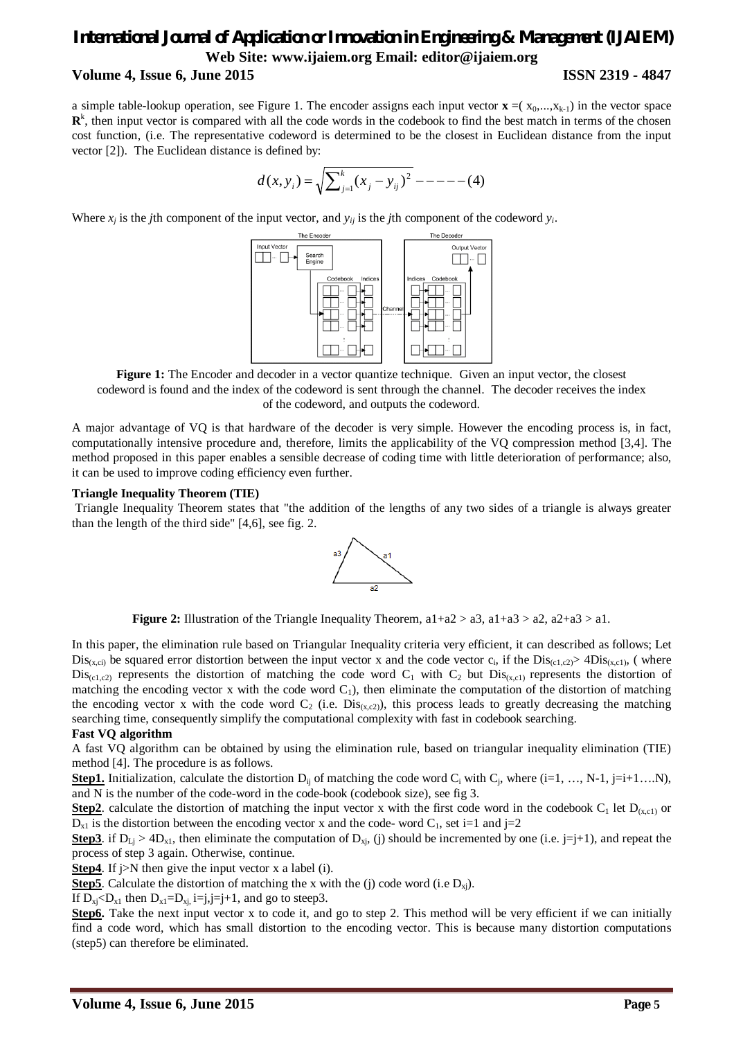a simple table-lookup operation, see Figure 1. The encoder assigns each input vector $\mathbf{x} = (x_0, ..., x_{k-1})$ in the vector space $\mathbf{R}^k$, then input vector is compared with all the code words in the codebook to find the best match in terms of the chosen cost function, (i.e. The representative codeword is determined to be the closest in Euclidean distance from the input vector [2]). The Euclidean distance is defined by:

$$d(x, y_i) = \sqrt{\sum_{j=1}^{k} (x_j - y_{ij})^2} -----(4)$$

Where $x_j$ is the $j$th component of the input vector, and $y_{ij}$ is the $j$th component of the codeword $y_i$.

The Encoder

Input Vector

Search Engine

Codebook Indices

Channel

The Decoder

Output Vector

Indices Codebook

**Figure 1:** The Encoder and decoder in a vector quantize technique. Given an input vector, the closest codeword is found and the index of the codeword is sent through the channel. The decoder receives the index of the codeword, and outputs the codeword.

A major advantage of VQ is that hardware of the decoder is very simple. However the encoding process is, in fact, computationally intensive procedure and, therefore, limits the applicability of the VQ compression method [3,4]. The method proposed in this paper enables a sensible decrease of coding time with little deterioration of performance; also, it can be used to improve coding efficiency even further.

**Triangle Inequality Theorem (TIE)**

Triangle Inequality Theorem states that "the addition of the lengths of any two sides of a triangle is always greater than the length of the third side" [4,6], see fig. 2.

a3

a1

a2

**Figure 2:** Illustration of the Triangle Inequality Theorem, $a1+a2 > a3$, $a1+a3 > a2$, $a2+a3 > a1$.

In this paper, the elimination rule based on Triangular Inequality criteria very efficient, it can described as follows; Let $Dis_{(x,ci)}$ be squared error distortion between the input vector x and the code vector $c_i$, if the $Dis_{(c1,c2)} > 4Dis_{(x,c1)}$, ( where $Dis_{(c1,c2)}$ represents the distortion of matching the code word $C_1$ with $C_2$ but $Dis_{(x,c1)}$ represents the distortion of matching the encoding vector x with the code word $C_1$), then eliminate the computation of the distortion of matching the encoding vector x with the code word $C_2$ (i.e. $Dis_{(x,c2)}$), this process leads to greatly decreasing the matching searching time, consequently simplify the computational complexity with fast in codebook searching.

**Fast VQ algorithm**

A fast VQ algorithm can be obtained by using the elimination rule, based on triangular inequality elimination (TIE) method [4]. The procedure is as follows.

**Step1.** Initialization, calculate the distortion $D_{ij}$ of matching the code word $C_i$ with $C_j$, where ($i=1, \ldots, N-1$, $j=i+1 \ldots N$), and N is the number of the code-word in the code-book (codebook size), see fig 3.

**Step2**. calculate the distortion of matching the input vector x with the first code word in the codebook $C_1$ let $D_{(x,c1)}$ or $D_{x1}$ is the distortion between the encoding vector x and the code- word $C_1$, set i=1 and j=2

**Step3**. if $D_{Lj} > 4D_{x1}$, then eliminate the computation of $D_{xj}$, (j) should be incremented by one (i.e. j=j+1), and repeat the process of step 3 again. Otherwise, continue.

**Step4**. If j>N then give the input vector x a label (i).

**Step5**. Calculate the distortion of matching the x with the (j) code word (i.e $D_{xj}$).

If $D_{xj} < D_{x1}$ then $D_{x1} = D_{xj}$, i=j,j=j+1, and go to steep3.

**Step6.** Take the next input vector x to code it, and go to step 2. This method will be very efficient if we can initially find a code word, which has small distortion to the encoding vector. This is because many distortion computations (step5) can therefore be eliminated.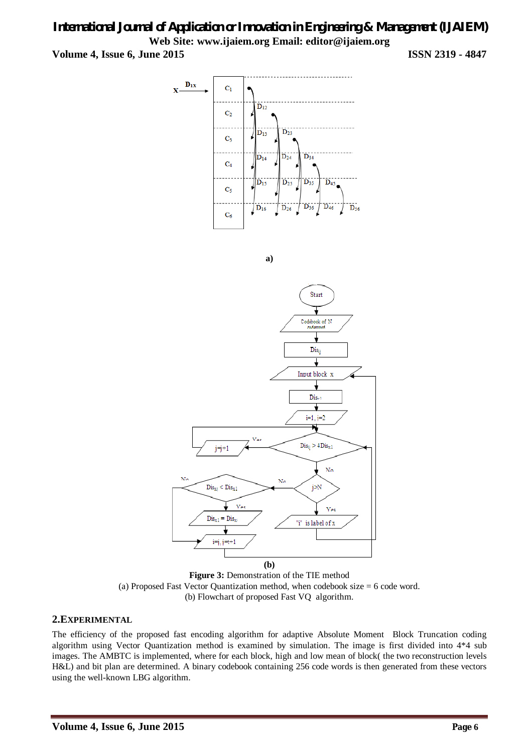a)

(b)

**Figure 3:** Demonstration of the TIE method
(a) Proposed Fast Vector Quantization method, when codebook size = 6 code word.
(b) Flowchart of proposed Fast VQ algorithm.

## 2.EXPERIMENTAL

The efficiency of the proposed fast encoding algorithm for adaptive Absolute Moment Block Truncation coding algorithm using Vector Quantization method is examined by simulation. The image is first divided into 4*4 sub images. The AMBTC is implemented, where for each block, high and low mean of block( the two reconstruction levels H&L) and bit plan are determined. A binary codebook containing 256 code words is then generated from these vectors using the well-known LBG algorithm.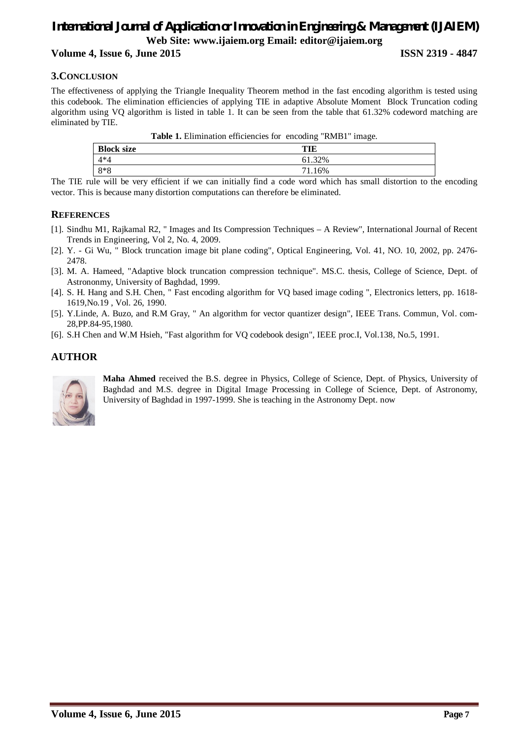## 3. CONCLUSION

The effectiveness of applying the Triangle Inequality Theorem method in the fast encoding algorithm is tested using this codebook. The elimination efficiencies of applying TIE in adaptive Absolute Moment Block Truncation coding algorithm using VQ algorithm is listed in table 1. It can be seen from the table that 61.32% codeword matching are eliminated by TIE.

**Table 1.** Elimination efficiencies for encoding "RMB1" image.

| Block size | TIE |
|---|---|
| 4*4 | 61.32% |
| 8*8 | 71.16% |

The TIE rule will be very efficient if we can initially find a code word which has small distortion to the encoding vector. This is because many distortion computations can therefore be eliminated.

## REFERENCES

[1]. Sindhu M1, Rajkamal R2, " Images and Its Compression Techniques – A Review", International Journal of Recent Trends in Engineering, Vol 2, No. 4, 2009.

[2]. Y. - Gi Wu, " Block truncation image bit plane coding", Optical Engineering, Vol. 41, NO. 10, 2002, pp. 2476-2478.

[3]. M. A. Hameed, "Adaptive block truncation compression technique". MS.C. thesis, College of Science, Dept. of Astrononmy, University of Baghdad, 1999.

[4]. S. H. Hang and S.H. Chen, " Fast encoding algorithm for VQ based image coding ", Electronics letters, pp. 1618-1619,No.19 , Vol. 26, 1990.

[5]. Y.Linde, A. Buzo, and R.M Gray, " An algorithm for vector quantizer design", IEEE Trans. Commun, Vol. com-28,PP.84-95,1980.

[6]. S.H Chen and W.M Hsieh, "Fast algorithm for VQ codebook design", IEEE proc.I, Vol.138, No.5, 1991.

## AUTHOR

**Maha Ahmed** received the B.S. degree in Physics, College of Science, Dept. of Physics, University of Baghdad and M.S. degree in Digital Image Processing in College of Science, Dept. of Astronomy, University of Baghdad in 1997-1999. She is teaching in the Astronomy Dept. now